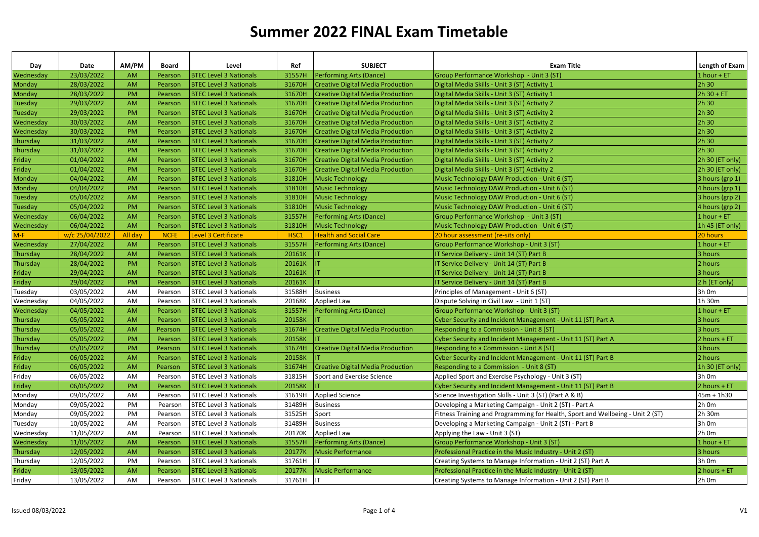# Summer 2022 FINAL Exam Timetable

| Day | Date | AM/PM | Board | Level | Ref | SUBJECT | Exam Title | Length of Exam |
|---|---|---|---|---|---|---|---|---|
| Wednesday | 23/03/2022 | AM | Pearson | BTEC Level 3 Nationals | 31557H | Performing Arts (Dance) | Group Performance Workshop - Unit 3 (ST) | 1 hour + ET |
| Monday | 28/03/2022 | AM | Pearson | BTEC Level 3 Nationals | 31670H | Creative Digital Media Production | Digital Media Skills - Unit 3 (ST) Activity 1 | 2h 30 |
| Monday | 28/03/2022 | PM | Pearson | BTEC Level 3 Nationals | 31670H | Creative Digital Media Production | Digital Media Skills - Unit 3 (ST) Activity 1 | 2h 30 + ET |
| Tuesday | 29/03/2022 | AM | Pearson | BTEC Level 3 Nationals | 31670H | Creative Digital Media Production | Digital Media Skills - Unit 3 (ST) Activity 2 | 2h 30 |
| Tuesday | 29/03/2022 | PM | Pearson | BTEC Level 3 Nationals | 31670H | Creative Digital Media Production | Digital Media Skills - Unit 3 (ST) Activity 2 | 2h 30 |
| Wednesday | 30/03/2022 | AM | Pearson | BTEC Level 3 Nationals | 31670H | Creative Digital Media Production | Digital Media Skills - Unit 3 (ST) Activity 2 | 2h 30 |
| Wednesday | 30/03/2022 | PM | Pearson | BTEC Level 3 Nationals | 31670H | Creative Digital Media Production | Digital Media Skills - Unit 3 (ST) Activity 2 | 2h 30 |
| Thursday | 31/03/2022 | AM | Pearson | BTEC Level 3 Nationals | 31670H | Creative Digital Media Production | Digital Media Skills - Unit 3 (ST) Activity 2 | 2h 30 |
| Thursday | 31/03/2022 | PM | Pearson | BTEC Level 3 Nationals | 31670H | Creative Digital Media Production | Digital Media Skills - Unit 3 (ST) Activity 2 | 2h 30 |
| Friday | 01/04/2022 | AM | Pearson | BTEC Level 3 Nationals | 31670H | Creative Digital Media Production | Digital Media Skills - Unit 3 (ST) Activity 2 | 2h 30 (ET only) |
| Friday | 01/04/2022 | PM | Pearson | BTEC Level 3 Nationals | 31670H | Creative Digital Media Production | Digital Media Skills - Unit 3 (ST) Activity 2 | 2h 30 (ET only) |
| Monday | 04/04/2022 | AM | Pearson | BTEC Level 3 Nationals | 31810H | Music Technology | Music Technology DAW Production - Unit 6 (ST) | 3 hours (grp 1) |
| Monday | 04/04/2022 | PM | Pearson | BTEC Level 3 Nationals | 31810H | Music Technology | Music Technology DAW Production - Unit 6 (ST) | 4 hours (grp 1) |
| Tuesday | 05/04/2022 | AM | Pearson | BTEC Level 3 Nationals | 31810H | Music Technology | Music Technology DAW Production - Unit 6 (ST) | 3 hours (grp 2) |
| Tuesday | 05/04/2022 | PM | Pearson | BTEC Level 3 Nationals | 31810H | Music Technology | Music Technology DAW Production - Unit 6 (ST) | 4 hours (grp 2) |
| Wednesday | 06/04/2022 | AM | Pearson | BTEC Level 3 Nationals | 31557H | Performing Arts (Dance) | Group Performance Workshop - Unit 3 (ST) | 1 hour + ET |
| Wednesday | 06/04/2022 | AM | Pearson | BTEC Level 3 Nationals | 31810H | Music Technology | Music Technology DAW Production - Unit 6 (ST) | 1h 45 (ET only) |
| M-F | w/c 25/04/2022 | All day | NCFE | Level 3 Certificate | HSC1 | Health and Social Care | 20 hour assessment (re-sits only) | 20 hours |
| Wednesday | 27/04/2022 | AM | Pearson | BTEC Level 3 Nationals | 31557H | Performing Arts (Dance) | Group Performance Workshop - Unit 3 (ST) | 1 hour + ET |
| Thursday | 28/04/2022 | AM | Pearson | BTEC Level 3 Nationals | 20161K | IT | IT Service Delivery - Unit 14 (ST) Part B | 3 hours |
| Thursday | 28/04/2022 | PM | Pearson | BTEC Level 3 Nationals | 20161K | IT | IT Service Delivery - Unit 14 (ST) Part B | 2 hours |
| Friday | 29/04/2022 | AM | Pearson | BTEC Level 3 Nationals | 20161K | IT | IT Service Delivery - Unit 14 (ST) Part B | 3 hours |
| Friday | 29/04/2022 | PM | Pearson | BTEC Level 3 Nationals | 20161K | IT | IT Service Delivery - Unit 14 (ST) Part B | 2 h (ET only) |
| Tuesday | 03/05/2022 | AM | Pearson | BTEC Level 3 Nationals | 31588H | Business | Principles of Management - Unit 6 (ST) | 3h 0m |
| Wednesday | 04/05/2022 | AM | Pearson | BTEC Level 3 Nationals | 20168K | Applied Law | Dispute Solving in Civil Law - Unit 1 (ST) | 1h 30m |
| Wednesday | 04/05/2022 | AM | Pearson | BTEC Level 3 Nationals | 31557H | Performing Arts (Dance) | Group Performance Workshop - Unit 3 (ST) | 1 hour + ET |
| Thursday | 05/05/2022 | AM | Pearson | BTEC Level 3 Nationals | 20158K | IT | Cyber Security and Incident Management - Unit 11 (ST) Part A | 3 hours |
| Thursday | 05/05/2022 | AM | Pearson | BTEC Level 3 Nationals | 31674H | Creative Digital Media Production | Responding to a Commission - Unit 8 (ST) | 3 hours |
| Thursday | 05/05/2022 | PM | Pearson | BTEC Level 3 Nationals | 20158K | IT | Cyber Security and Incident Management - Unit 11 (ST) Part A | 2 hours + ET |
| Thursday | 05/05/2022 | PM | Pearson | BTEC Level 3 Nationals | 31674H | Creative Digital Media Production | Responding to a Commission - Unit 8 (ST) | 3 hours |
| Friday | 06/05/2022 | AM | Pearson | BTEC Level 3 Nationals | 20158K | IT | Cyber Security and Incident Management - Unit 11 (ST) Part B | 2 hours |
| Friday | 06/05/2022 | AM | Pearson | BTEC Level 3 Nationals | 31674H | Creative Digital Media Production | Responding to a Commission - Unit 8 (ST) | 1h 30 (ET only) |
| Friday | 06/05/2022 | AM | Pearson | BTEC Level 3 Nationals | 31815H | Sport and Exercise Science | Applied Sport and Exercise Psychology - Unit 3 (ST) | 3h 0m |
| Friday | 06/05/2022 | PM | Pearson | BTEC Level 3 Nationals | 20158K | IT | Cyber Security and Incident Management - Unit 11 (ST) Part B | 2 hours + ET |
| Monday | 09/05/2022 | AM | Pearson | BTEC Level 3 Nationals | 31619H | Applied Science | Science Investigation Skills - Unit 3 (ST) (Part A & B) | 45m + 1h30 |
| Monday | 09/05/2022 | PM | Pearson | BTEC Level 3 Nationals | 31489H | Business | Developing a Marketing Campaign - Unit 2 (ST) - Part A | 2h 0m |
| Monday | 09/05/2022 | PM | Pearson | BTEC Level 3 Nationals | 31525H | Sport | Fitness Training and Programming for Health, Sport and Wellbeing - Unit 2 (ST) | 2h 30m |
| Tuesday | 10/05/2022 | AM | Pearson | BTEC Level 3 Nationals | 31489H | Business | Developing a Marketing Campaign - Unit 2 (ST) - Part B | 3h 0m |
| Wednesday | 11/05/2022 | AM | Pearson | BTEC Level 3 Nationals | 20170K | Applied Law | Applying the Law - Unit 3 (ST) | 2h 0m |
| Wednesday | 11/05/2022 | AM | Pearson | BTEC Level 3 Nationals | 31557H | Performing Arts (Dance) | Group Performance Workshop - Unit 3 (ST) | 1 hour + ET |
| Thursday | 12/05/2022 | AM | Pearson | BTEC Level 3 Nationals | 20177K | Music Performance | Professional Practice in the Music Industry - Unit 2 (ST) | 3 hours |
| Thursday | 12/05/2022 | PM | Pearson | BTEC Level 3 Nationals | 31761H | IT | Creating Systems to Manage Information - Unit 2 (ST) Part A | 3h 0m |
| Friday | 13/05/2022 | AM | Pearson | BTEC Level 3 Nationals | 20177K | Music Performance | Professional Practice in the Music Industry - Unit 2 (ST) | 2 hours + ET |
| Friday | 13/05/2022 | AM | Pearson | BTEC Level 3 Nationals | 31761H | IT | Creating Systems to Manage Information - Unit 2 (ST) Part B | 2h 0m |

Issued 08/03/2022 V1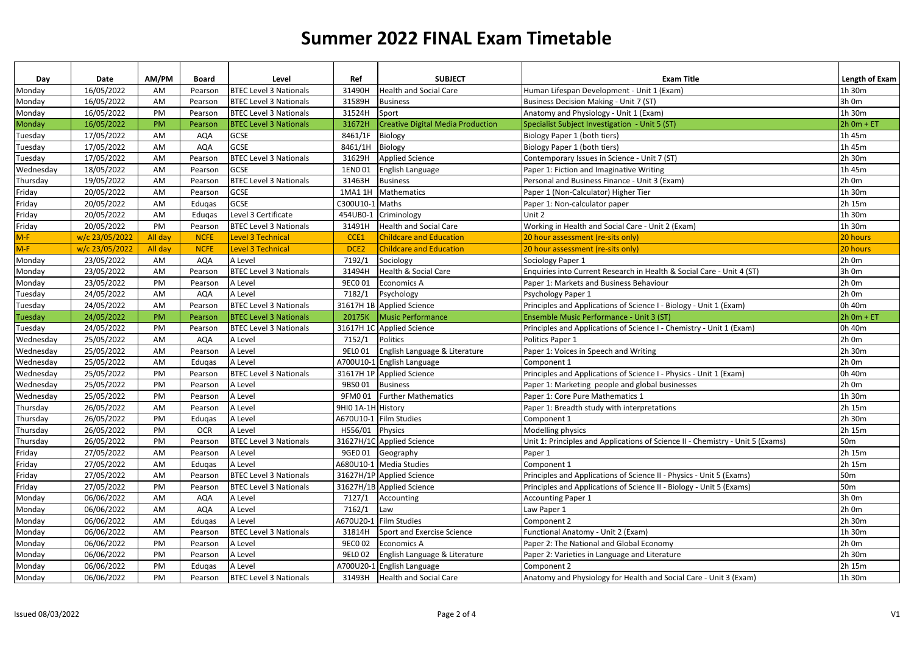# Summer 2022 FINAL Exam Timetable

| Day | Date | AM/PM | Board | Level | Ref | SUBJECT | Exam Title | Length of Exam |
|---|---|---|---|---|---|---|---|---|
| Monday | 16/05/2022 | AM | Pearson | BTEC Level 3 Nationals | 31490H | Health and Social Care | Human Lifespan Development - Unit 1 (Exam) | 1h 30m |
| Monday | 16/05/2022 | AM | Pearson | BTEC Level 3 Nationals | 31589H | Business | Business Decision Making - Unit 7 (ST) | 3h 0m |
| Monday | 16/05/2022 | PM | Pearson | BTEC Level 3 Nationals | 31524H | Sport | Anatomy and Physiology - Unit 1 (Exam) | 1h 30m |
| Monday | 16/05/2022 | PM | Pearson | BTEC Level 3 Nationals | 31672H | Creative Digital Media Production | Specialist Subject Investigation - Unit 5 (ST) | 2h 0m + ET |
| Tuesday | 17/05/2022 | AM | AQA | GCSE | 8461/1F | Biology | Biology Paper 1 (both tiers) | 1h 45m |
| Tuesday | 17/05/2022 | AM | AQA | GCSE | 8461/1H | Biology | Biology Paper 1 (both tiers) | 1h 45m |
| Tuesday | 17/05/2022 | AM | Pearson | BTEC Level 3 Nationals | 31629H | Applied Science | Contemporary Issues in Science - Unit 7 (ST) | 2h 30m |
| Wednesday | 18/05/2022 | AM | Pearson | GCSE | 1EN0 01 | English Language | Paper 1: Fiction and Imaginative Writing | 1h 45m |
| Thursday | 19/05/2022 | AM | Pearson | BTEC Level 3 Nationals | 31463H | Business | Personal and Business Finance - Unit 3 (Exam) | 2h 0m |
| Friday | 20/05/2022 | AM | Pearson | GCSE | 1MA1 1H | Mathematics | Paper 1 (Non-Calculator) Higher Tier | 1h 30m |
| Friday | 20/05/2022 | AM | Eduqas | GCSE | C300U10-1 | Maths | Paper 1: Non-calculator paper | 2h 15m |
| Friday | 20/05/2022 | AM | Eduqas | Level 3 Certificate | 454UB0-1 | Criminology | Unit 2 | 1h 30m |
| Friday | 20/05/2022 | PM | Pearson | BTEC Level 3 Nationals | 31491H | Health and Social Care | Working in Health and Social Care - Unit 2 (Exam) | 1h 30m |
| M-F | w/c 23/05/2022 | All day | NCFE | Level 3 Technical | CCE1 | Childcare and Education | 20 hour assessment (re-sits only) | 20 hours |
| M-F | w/c 23/05/2022 | All day | NCFE | Level 3 Technical | DCE2 | Childcare and Education | 20 hour assessment (re-sits only) | 20 hours |
| Monday | 23/05/2022 | AM | AQA | A Level | 7192/1 | Sociology | Sociology Paper 1 | 2h 0m |
| Monday | 23/05/2022 | AM | Pearson | BTEC Level 3 Nationals | 31494H | Health & Social Care | Enquiries into Current Research in Health & Social Care - Unit 4 (ST) | 3h 0m |
| Monday | 23/05/2022 | PM | Pearson | A Level | 9EC0 01 | Economics A | Paper 1: Markets and Business Behaviour | 2h 0m |
| Tuesday | 24/05/2022 | AM | AQA | A Level | 7182/1 | Psychology | Psychology Paper 1 | 2h 0m |
| Tuesday | 24/05/2022 | AM | Pearson | BTEC Level 3 Nationals | 31617H 1B | Applied Science | Principles and Applications of Science I - Biology - Unit 1 (Exam) | 0h 40m |
| Tuesday | 24/05/2022 | PM | Pearson | BTEC Level 3 Nationals | 20175K | Music Performance | Ensemble Music Performance - Unit 3 (ST) | 2h 0m + ET |
| Tuesday | 24/05/2022 | PM | Pearson | BTEC Level 3 Nationals | 31617H 1C | Applied Science | Principles and Applications of Science I - Chemistry - Unit 1 (Exam) | 0h 40m |
| Wednesday | 25/05/2022 | AM | AQA | A Level | 7152/1 | Politics | Politics Paper 1 | 2h 0m |
| Wednesday | 25/05/2022 | AM | Pearson | A Level | 9EL0 01 | English Language & Literature | Paper 1: Voices in Speech and Writing | 2h 30m |
| Wednesday | 25/05/2022 | AM | Eduqas | A Level | A700U10-1 | English Language | Component 1 | 2h 0m |
| Wednesday | 25/05/2022 | PM | Pearson | BTEC Level 3 Nationals | 31617H 1P | Applied Science | Principles and Applications of Science I - Physics - Unit 1 (Exam) | 0h 40m |
| Wednesday | 25/05/2022 | PM | Pearson | A Level | 9BS0 01 | Business | Paper 1: Marketing people and global businesses | 2h 0m |
| Wednesday | 25/05/2022 | PM | Pearson | A Level | 9FM0 01 | Further Mathematics | Paper 1: Core Pure Mathematics 1 | 1h 30m |
| Thursday | 26/05/2022 | AM | Pearson | A Level | 9HI0 1A-1H | History | Paper 1: Breadth study with interpretations | 2h 15m |
| Thursday | 26/05/2022 | PM | Eduqas | A Level | A670U10-1 | Film Studies | Component 1 | 2h 30m |
| Thursday | 26/05/2022 | PM | OCR | A Level | H556/01 | Physics | Modelling physics | 2h 15m |
| Thursday | 26/05/2022 | PM | Pearson | BTEC Level 3 Nationals | 31627H/1C | Applied Science | Unit 1: Principles and Applications of Science II - Chemistry - Unit 5 (Exams) | 50m |
| Friday | 27/05/2022 | AM | Pearson | A Level | 9GE0 01 | Geography | Paper 1 | 2h 15m |
| Friday | 27/05/2022 | AM | Eduqas | A Level | A680U10-1 | Media Studies | Component 1 | 2h 15m |
| Friday | 27/05/2022 | AM | Pearson | BTEC Level 3 Nationals | 31627H/1P | Applied Science | Principles and Applications of Science II - Physics - Unit 5 (Exams) | 50m |
| Friday | 27/05/2022 | PM | Pearson | BTEC Level 3 Nationals | 31627H/1B | Applied Science | Principles and Applications of Science II - Biology - Unit 5 (Exams) | 50m |
| Monday | 06/06/2022 | AM | AQA | A Level | 7127/1 | Accounting | Accounting Paper 1 | 3h 0m |
| Monday | 06/06/2022 | AM | AQA | A Level | 7162/1 | Law | Law Paper 1 | 2h 0m |
| Monday | 06/06/2022 | AM | Eduqas | A Level | A670U20-1 | Film Studies | Component 2 | 2h 30m |
| Monday | 06/06/2022 | AM | Pearson | BTEC Level 3 Nationals | 31814H | Sport and Exercise Science | Functional Anatomy - Unit 2 (Exam) | 1h 30m |
| Monday | 06/06/2022 | PM | Pearson | A Level | 9EC0 02 | Economics A | Paper 2: The National and Global Economy | 2h 0m |
| Monday | 06/06/2022 | PM | Pearson | A Level | 9EL0 02 | English Language & Literature | Paper 2: Varieties in Language and Literature | 2h 30m |
| Monday | 06/06/2022 | PM | Eduqas | A Level | A700U20-1 | English Language | Component 2 | 2h 15m |
| Monday | 06/06/2022 | PM | Pearson | BTEC Level 3 Nationals | 31493H | Health and Social Care | Anatomy and Physiology for Health and Social Care - Unit 3 (Exam) | 1h 30m |

Issued 08/03/2022 V1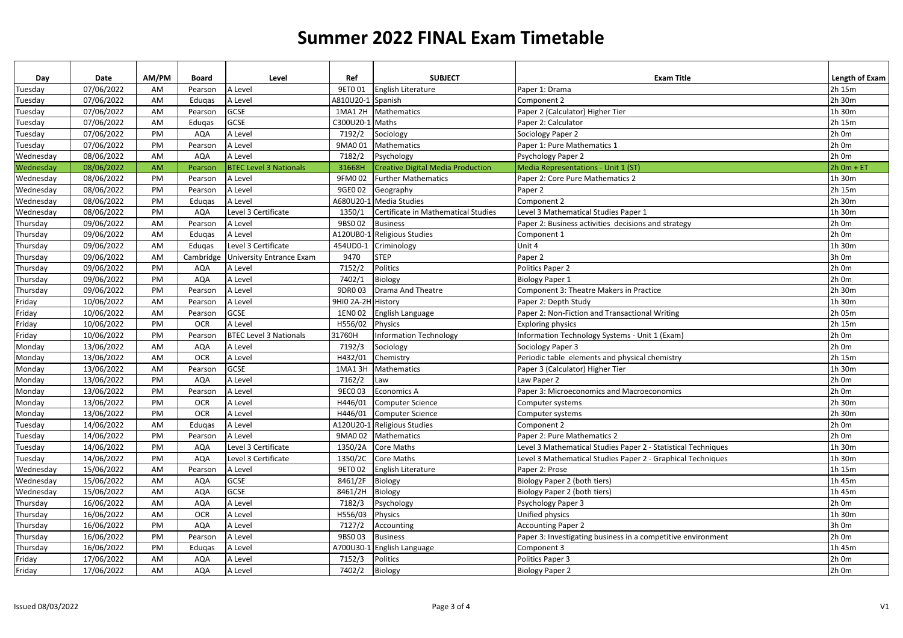# Summer 2022 FINAL Exam Timetable

| Day | Date | AM/PM | Board | Level | Ref | SUBJECT | Exam Title | Length of Exam |
|---|---|---|---|---|---|---|---|---|
| Tuesday | 07/06/2022 | AM | Pearson | A Level | 9ET0 01 | English Literature | Paper 1: Drama | 2h 15m |
| Tuesday | 07/06/2022 | AM | Eduqas | A Level | A810U20-1 | Spanish | Component 2 | 2h 30m |
| Tuesday | 07/06/2022 | AM | Pearson | GCSE | 1MA1 2H | Mathematics | Paper 2 (Calculator) Higher Tier | 1h 30m |
| Tuesday | 07/06/2022 | AM | Eduqas | GCSE | C300U20-1 | Maths | Paper 2: Calculator | 2h 15m |
| Tuesday | 07/06/2022 | PM | AQA | A Level | 7192/2 | Sociology | Sociology Paper 2 | 2h 0m |
| Tuesday | 07/06/2022 | PM | Pearson | A Level | 9MA0 01 | Mathematics | Paper 1: Pure Mathematics 1 | 2h 0m |
| Wednesday | 08/06/2022 | AM | AQA | A Level | 7182/2 | Psychology | Psychology Paper 2 | 2h 0m |
| Wednesday | 08/06/2022 | AM | Pearson | BTEC Level 3 Nationals | 31668H | Creative Digital Media Production | Media Representations - Unit 1 (ST) | 2h 0m + ET |
| Wednesday | 08/06/2022 | PM | Pearson | A Level | 9FM0 02 | Further Mathematics | Paper 2: Core Pure Mathematics 2 | 1h 30m |
| Wednesday | 08/06/2022 | PM | Pearson | A Level | 9GE0 02 | Geography | Paper 2 | 2h 15m |
| Wednesday | 08/06/2022 | PM | Eduqas | A Level | A680U20-1 | Media Studies | Component 2 | 2h 30m |
| Wednesday | 08/06/2022 | PM | AQA | Level 3 Certificate | 1350/1 | Certificate in Mathematical Studies | Level 3 Mathematical Studies Paper 1 | 1h 30m |
| Thursday | 09/06/2022 | AM | Pearson | A Level | 9BS0 02 | Business | Paper 2: Business activities decisions and strategy | 2h 0m |
| Thursday | 09/06/2022 | AM | Eduqas | A Level | A120UB0-1 | Religious Studies | Component 1 | 2h 0m |
| Thursday | 09/06/2022 | AM | Eduqas | Level 3 Certificate | 454UD0-1 | Criminology | Unit 4 | 1h 30m |
| Thursday | 09/06/2022 | AM | Cambridge | University Entrance Exam | 9470 | STEP | Paper 2 | 3h 0m |
| Thursday | 09/06/2022 | PM | AQA | A Level | 7152/2 | Politics | Politics Paper 2 | 2h 0m |
| Thursday | 09/06/2022 | PM | AQA | A Level | 7402/1 | Biology | Biology Paper 1 | 2h 0m |
| Thursday | 09/06/2022 | PM | Pearson | A Level | 9DR0 03 | Drama And Theatre | Component 3: Theatre Makers in Practice | 2h 30m |
| Friday | 10/06/2022 | AM | Pearson | A Level | 9HI0 2A-2H | History | Paper 2: Depth Study | 1h 30m |
| Friday | 10/06/2022 | AM | Pearson | GCSE | 1EN0 02 | English Language | Paper 2: Non-Fiction and Transactional Writing | 2h 05m |
| Friday | 10/06/2022 | PM | OCR | A Level | H556/02 | Physics | Exploring physics | 2h 15m |
| Friday | 10/06/2022 | PM | Pearson | BTEC Level 3 Nationals | 31760H | Information Technology | Information Technology Systems - Unit 1 (Exam) | 2h 0m |
| Monday | 13/06/2022 | AM | AQA | A Level | 7192/3 | Sociology | Sociology Paper 3 | 2h 0m |
| Monday | 13/06/2022 | AM | OCR | A Level | H432/01 | Chemistry | Periodic table elements and physical chemistry | 2h 15m |
| Monday | 13/06/2022 | AM | Pearson | GCSE | 1MA1 3H | Mathematics | Paper 3 (Calculator) Higher Tier | 1h 30m |
| Monday | 13/06/2022 | PM | AQA | A Level | 7162/2 | Law | Law Paper 2 | 2h 0m |
| Monday | 13/06/2022 | PM | Pearson | A Level | 9EC0 03 | Economics A | Paper 3: Microeconomics and Macroeconomics | 2h 0m |
| Monday | 13/06/2022 | PM | OCR | A Level | H446/01 | Computer Science | Computer systems | 2h 30m |
| Monday | 13/06/2022 | PM | OCR | A Level | H446/01 | Computer Science | Computer systems | 2h 30m |
| Tuesday | 14/06/2022 | AM | Eduqas | A Level | A120U20-1 | Religious Studies | Component 2 | 2h 0m |
| Tuesday | 14/06/2022 | PM | Pearson | A Level | 9MA0 02 | Mathematics | Paper 2: Pure Mathematics 2 | 2h 0m |
| Tuesday | 14/06/2022 | PM | AQA | Level 3 Certificate | 1350/2A | Core Maths | Level 3 Mathematical Studies Paper 2 - Statistical Techniques | 1h 30m |
| Tuesday | 14/06/2022 | PM | AQA | Level 3 Certificate | 1350/2C | Core Maths | Level 3 Mathematical Studies Paper 2 - Graphical Techniques | 1h 30m |
| Wednesday | 15/06/2022 | AM | Pearson | A Level | 9ET0 02 | English Literature | Paper 2: Prose | 1h 15m |
| Wednesday | 15/06/2022 | AM | AQA | GCSE | 8461/2F | Biology | Biology Paper 2 (both tiers) | 1h 45m |
| Wednesday | 15/06/2022 | AM | AQA | GCSE | 8461/2H | Biology | Biology Paper 2 (both tiers) | 1h 45m |
| Thursday | 16/06/2022 | AM | AQA | A Level | 7182/3 | Psychology | Psychology Paper 3 | 2h 0m |
| Thursday | 16/06/2022 | AM | OCR | A Level | H556/03 | Physics | Unified physics | 1h 30m |
| Thursday | 16/06/2022 | PM | AQA | A Level | 7127/2 | Accounting | Accounting Paper 2 | 3h 0m |
| Thursday | 16/06/2022 | PM | Pearson | A Level | 9BS0 03 | Business | Paper 3: Investigating business in a competitive environment | 2h 0m |
| Thursday | 16/06/2022 | PM | Eduqas | A Level | A700U30-1 | English Language | Component 3 | 1h 45m |
| Friday | 17/06/2022 | AM | AQA | A Level | 7152/3 | Politics | Politics Paper 3 | 2h 0m |
| Friday | 17/06/2022 | AM | AQA | A Level | 7402/2 | Biology | Biology Paper 2 | 2h 0m |

Issued 08/03/2022 V1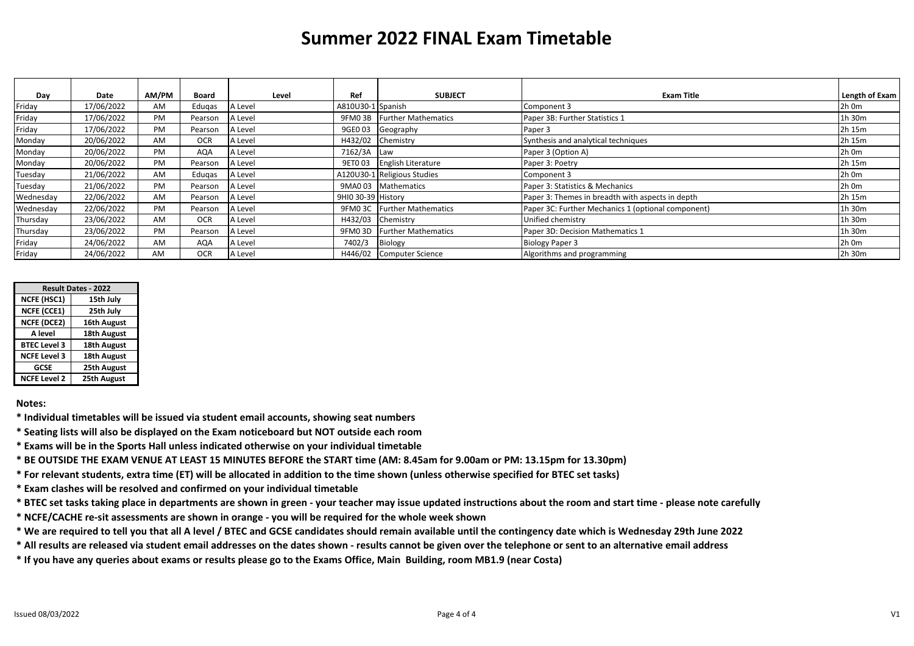# Summer 2022 FINAL Exam Timetable

| Day | Date | AM/PM | Board | Level | Ref | SUBJECT | Exam Title | Length of Exam |
|---|---|---|---|---|---|---|---|---|
| Friday | 17/06/2022 | AM | Eduqas | A Level | A810U30-1 | Spanish | Component 3 | 2h 0m |
| Friday | 17/06/2022 | PM | Pearson | A Level | 9FM0 3B | Further Mathematics | Paper 3B: Further Statistics 1 | 1h 30m |
| Friday | 17/06/2022 | PM | Pearson | A Level | 9GE0 03 | Geography | Paper 3 | 2h 15m |
| Monday | 20/06/2022 | AM | OCR | A Level | H432/02 | Chemistry | Synthesis and analytical techniques | 2h 15m |
| Monday | 20/06/2022 | PM | AQA | A Level | 7162/3A | Law | Paper 3 (Option A) | 2h 0m |
| Monday | 20/06/2022 | PM | Pearson | A Level | 9ET0 03 | English Literature | Paper 3: Poetry | 2h 15m |
| Tuesday | 21/06/2022 | AM | Eduqas | A Level | A120U30-1 | Religious Studies | Component 3 | 2h 0m |
| Tuesday | 21/06/2022 | PM | Pearson | A Level | 9MA0 03 | Mathematics | Paper 3: Statistics & Mechanics | 2h 0m |
| Wednesday | 22/06/2022 | AM | Pearson | A Level | 9HI0 30-39 | History | Paper 3: Themes in breadth with aspects in depth | 2h 15m |
| Wednesday | 22/06/2022 | PM | Pearson | A Level | 9FM0 3C | Further Mathematics | Paper 3C: Further Mechanics 1 (optional component) | 1h 30m |
| Thursday | 23/06/2022 | AM | OCR | A Level | H432/03 | Chemistry | Unified chemistry | 1h 30m |
| Thursday | 23/06/2022 | PM | Pearson | A Level | 9FM0 3D | Further Mathematics | Paper 3D: Decision Mathematics 1 | 1h 30m |
| Friday | 24/06/2022 | AM | AQA | A Level | 7402/3 | Biology | Biology Paper 3 | 2h 0m |
| Friday | 24/06/2022 | AM | OCR | A Level | H446/02 | Computer Science | Algorithms and programming | 2h 30m |

| Result Dates - 2022 | |
|---|---|
| NCFE (HSC1) | 15th July |
| NCFE (CCE1) | 25th July |
| NCFE (DCE2) | 16th August |
| A level | 18th August |
| BTEC Level 3 | 18th August |
| NCFE Level 3 | 18th August |
| GCSE | 25th August |
| NCFE Level 2 | 25th August |

**Notes:**

**\* Individual timetables will be issued via student email accounts, showing seat numbers**

**\* Seating lists will also be displayed on the Exam noticeboard but NOT outside each room**

**\* Exams will be in the Sports Hall unless indicated otherwise on your individual timetable**

**\* BE OUTSIDE THE EXAM VENUE AT LEAST 15 MINUTES BEFORE the START time (AM: 8.45am for 9.00am or PM: 13.15pm for 13.30pm)**

**\* For relevant students, extra time (ET) will be allocated in addition to the time shown (unless otherwise specified for BTEC set tasks)**

**\* Exam clashes will be resolved and confirmed on your individual timetable**

**\* BTEC set tasks taking place in departments are shown in green - your teacher may issue updated instructions about the room and start time - please note carefully**

**\* NCFE/CACHE re-sit assessments are shown in orange - you will be required for the whole week shown**

**\* We are required to tell you that all A level / BTEC and GCSE candidates should remain available until the contingency date which is Wednesday 29th June 2022**

**\* All results are released via student email addresses on the dates shown - results cannot be given over the telephone or sent to an alternative email address**

**\* If you have any queries about exams or results please go to the Exams Office, Main Building, room MB1.9 (near Costa)**

Issued 08/03/2022

V1